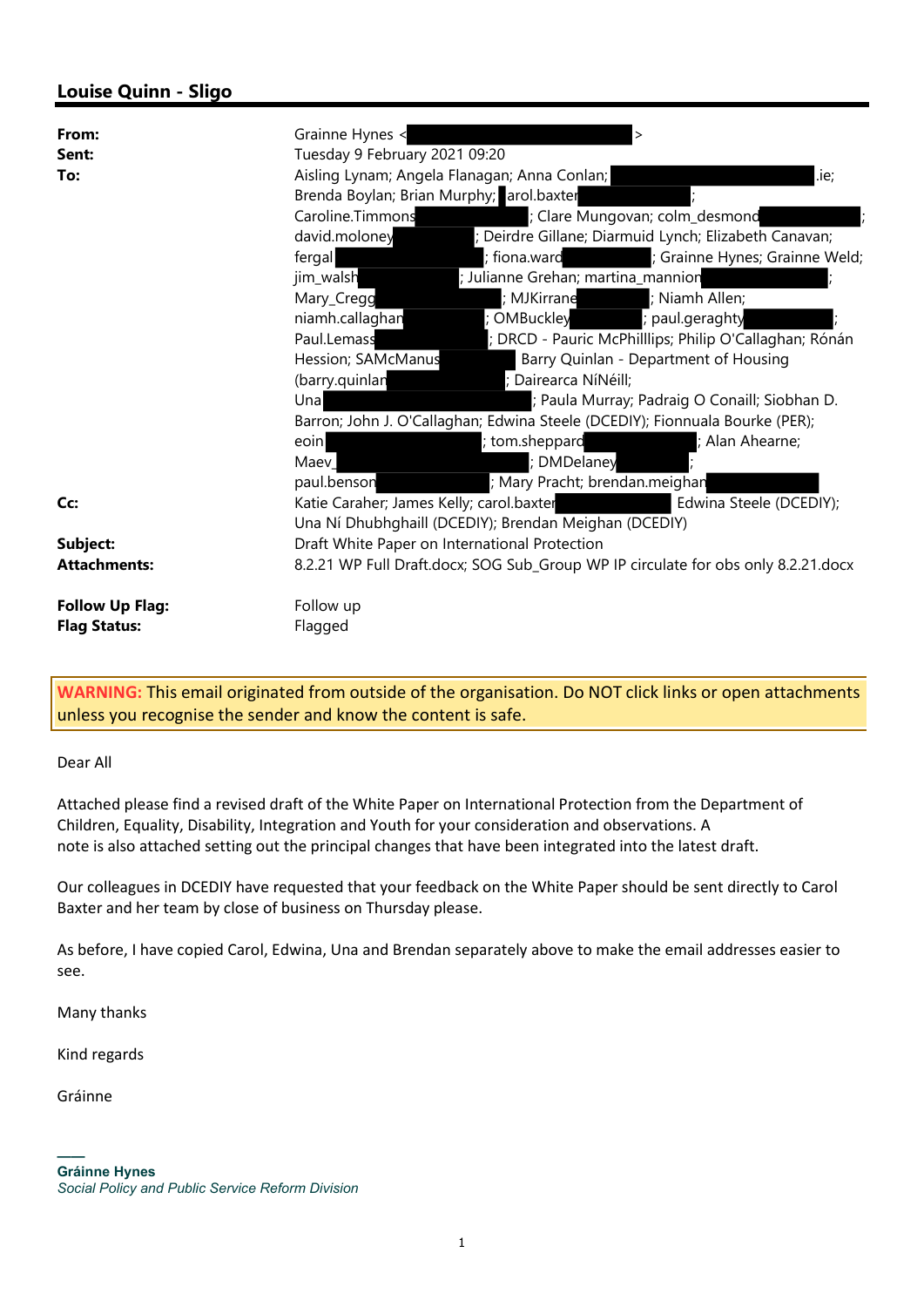## Louise Quinn - Sligo

| | |
|---|---|
| **From:** | Grainne Hynes < > |
| **Sent:** | Tuesday 9 February 2021 09:20 |
| **To:** | Aisling Lynam; Angela Flanagan; Anna Conlan; .ie; Brenda Boylan; Brian Murphy; arol.baxter ; Caroline.Timmons ; Clare Mungovan; colm_desmond ; david.moloney ; Deirdre Gillane; Diarmuid Lynch; Elizabeth Canavan; fergal ; fiona.ward ; Grainne Hynes; Grainne Weld; jim_walsh ; Julianne Grehan; martina_mannion ; Mary_Cregg ; MJKirrane ; Niamh Allen; niamh.callaghan ; OMBuckley ; paul.geraghty ; Paul.Lemass ; DRCD - Pauric McPhilllips; Philip O'Callaghan; Rónán Hession; SAMcManus Barry Quinlan - Department of Housing (barry.quinlan ; Dairearca NíNéill; Una ; Paula Murray; Padraig O Conaill; Siobhan D. Barron; John J. O'Callaghan; Edwina Steele (DCEDIY); Fionnuala Bourke (PER); eoin ; tom.sheppard ; Alan Ahearne; Maev_ ; DMDelaney ; paul.benson ; Mary Pracht; brendan.meighan |
| **Cc:** | Katie Caraher; James Kelly; carol.baxter Edwina Steele (DCEDIY); Una Ní Dhubhghaill (DCEDIY); Brendan Meighan (DCEDIY) |
| **Subject:** | Draft White Paper on International Protection |
| **Attachments:** | 8.2.21 WP Full Draft.docx; SOG Sub_Group WP IP circulate for obs only 8.2.21.docx |
| **Follow Up Flag:** | Follow up |
| **Flag Status:** | Flagged |

**WARNING:** This email originated from outside of the organisation. Do NOT click links or open attachments unless you recognise the sender and know the content is safe.

Dear All

Attached please find a revised draft of the White Paper on International Protection from the Department of Children, Equality, Disability, Integration and Youth for your consideration and observations. A note is also attached setting out the principal changes that have been integrated into the latest draft.

Our colleagues in DCEDIY have requested that your feedback on the White Paper should be sent directly to Carol Baxter and her team by close of business on Thursday please.

As before, I have copied Carol, Edwina, Una and Brendan separately above to make the email addresses easier to see.

Many thanks

Kind regards

Gráinne

___

**Gráinne Hynes**
*Social Policy and Public Service Reform Division*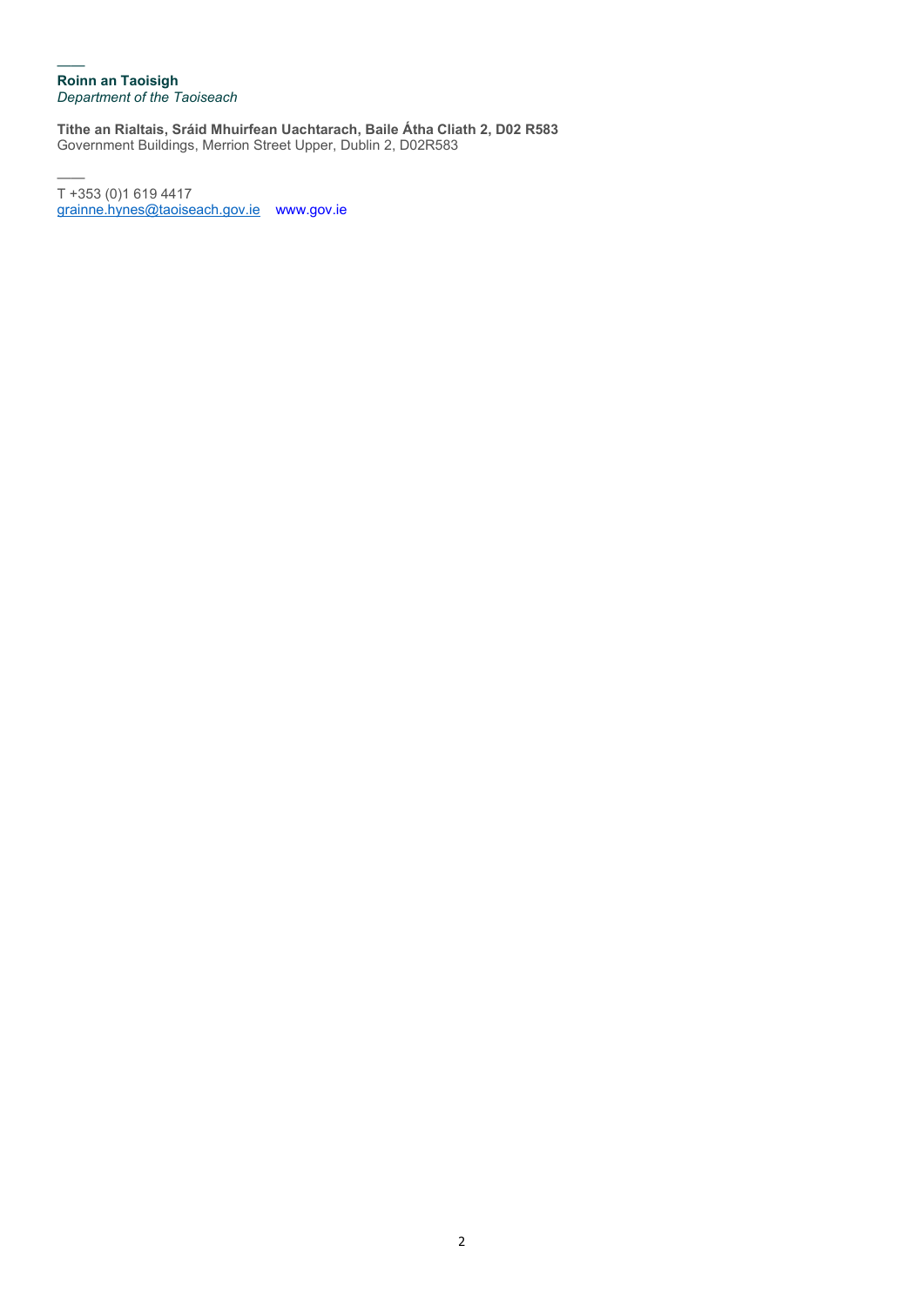____
**Roinn an Taoisigh**
*Department of the Taoiseach*

**Tithe an Rialtais, Sráid Mhuirfean Uachtarach, Baile Átha Cliath 2, D02 R583**
Government Buildings, Merrion Street Upper, Dublin 2, D02R583

____
T +353 (0)1 619 4417
grainne.hynes@taoiseach.gov.ie www.gov.ie